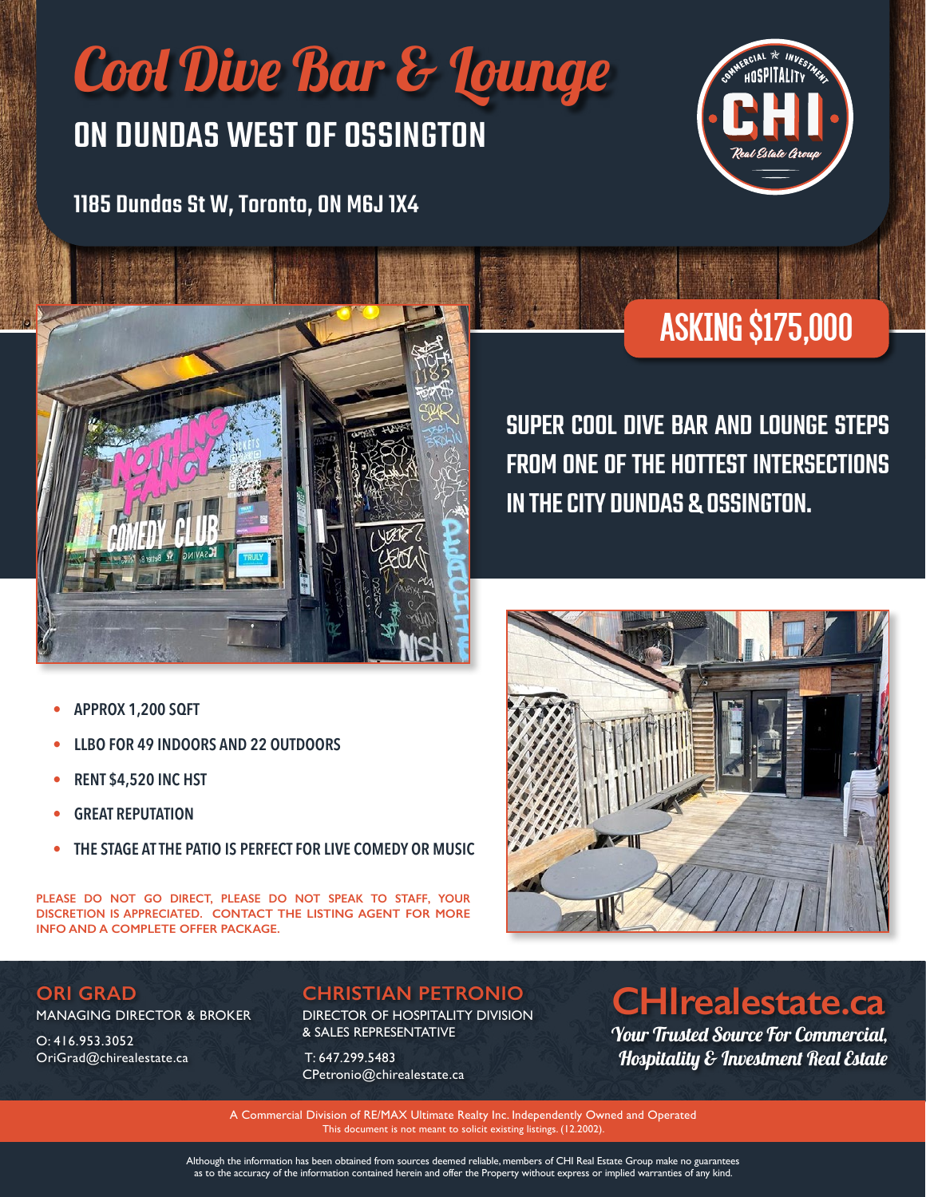# Cool Dive Bar & Lounge

## ON DUNDAS WEST OF OSSINGTON

**1185 Dundas St W, Toronto, ON M6J 1X4**

COMMERCIAL ★ INVESTMENT HOSPITALITY CHI Real Estate Group

## ASKING $175,000

### SUPER COOL DIVE BAR AND LOUNGE STEPS FROM ONE OF THE HOTTEST INTERSECTIONS IN THE CITY DUNDAS & OSSINGTON.

- APPROX 1,200 SQFT
- LLBO FOR 49 INDOORS AND 22 OUTDOORS
- RENT $4,520 INC HST
- GREAT REPUTATION
- THE STAGE AT THE PATIO IS PERFECT FOR LIVE COMEDY OR MUSIC

PLEASE DO NOT GO DIRECT, PLEASE DO NOT SPEAK TO STAFF, YOUR DISCRETION IS APPRECIATED. CONTACT THE LISTING AGENT FOR MORE INFO AND A COMPLETE OFFER PACKAGE.

**ORI GRAD**
MANAGING DIRECTOR & BROKER
O: 416.953.3052
OriGrad@chirealestate.ca

**CHRISTIAN PETRONIO**
DIRECTOR OF HOSPITALITY DIVISION & SALES REPRESENTATIVE
T: 647.299.5483
CPetronio@chirealestate.ca

**CHIrealestate.ca**
*Your Trusted Source For Commercial, Hospitality & Investment Real Estate*

A Commercial Division of RE/MAX Ultimate Realty Inc. Independently Owned and Operated
This document is not meant to solicit existing listings. (12.2002).

Although the information has been obtained from sources deemed reliable, members of CHI Real Estate Group make no guarantees as to the accuracy of the information contained herein and offer the Property without express or implied warranties of any kind.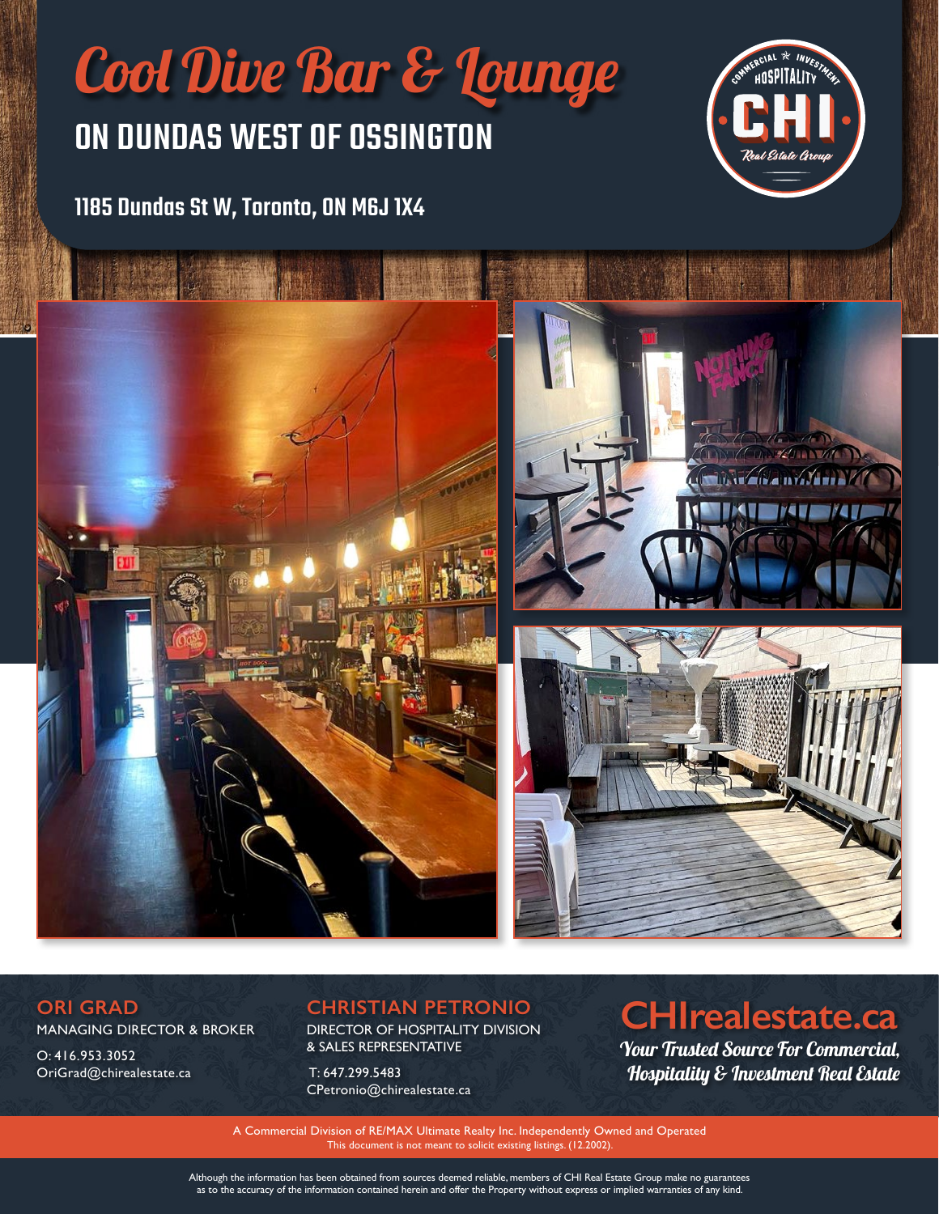# Cool Dive Bar & Lounge

## ON DUNDAS WEST OF OSSINGTON

### 1185 Dundas St W, Toronto, ON M6J 1X4

**ORI GRAD**
MANAGING DIRECTOR & BROKER
O: 416.953.3052
OriGrad@chirealestate.ca

**CHRISTIAN PETRONIO**
DIRECTOR OF HOSPITALITY DIVISION & SALES REPRESENTATIVE
T: 647.299.5483
CPetronio@chirealestate.ca

**CHIrealestate.ca**
*Your Trusted Source For Commercial, Hospitality & Investment Real Estate*

A Commercial Division of RE/MAX Ultimate Realty Inc. Independently Owned and Operated
This document is not meant to solicit existing listings. (12.2002).

Although the information has been obtained from sources deemed reliable, members of CHI Real Estate Group make no guarantees as to the accuracy of the information contained herein and offer the Property without express or implied warranties of any kind.